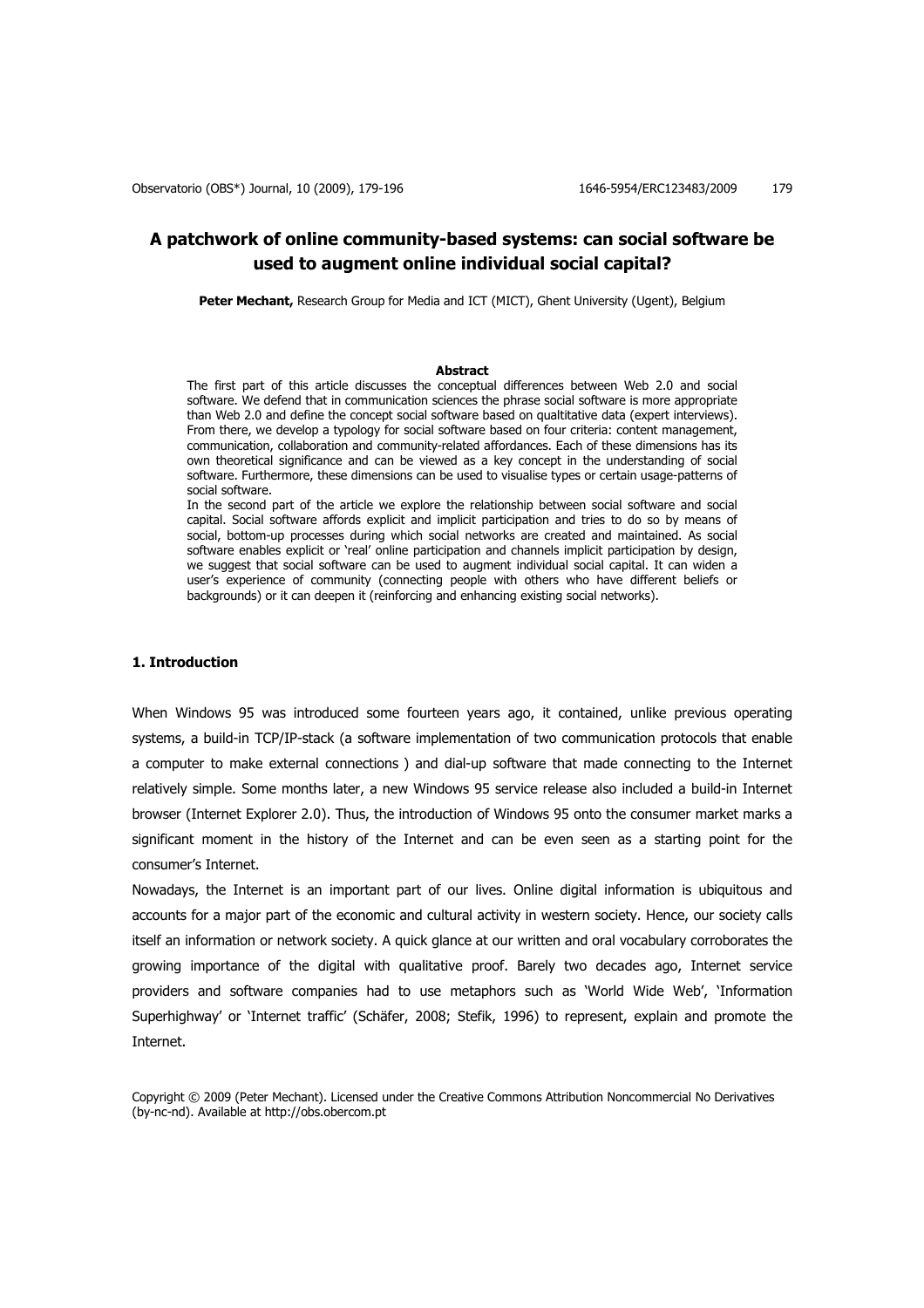# A patchwork of online community-based systems: can social software be used to augment online individual social capital?

**Peter Mechant,** Research Group for Media and ICT (MICT), Ghent University (Ugent), Belgium

### Abstract

The first part of this article discusses the conceptual differences between Web 2.0 and social software. We defend that in communication sciences the phrase social software is more appropriate than Web 2.0 and define the concept social software based on qualtitative data (expert interviews). From there, we develop a typology for social software based on four criteria: content management, communication, collaboration and community-related affordances. Each of these dimensions has its own theoretical significance and can be viewed as a key concept in the understanding of social software. Furthermore, these dimensions can be used to visualise types or certain usage-patterns of social software.

In the second part of the article we explore the relationship between social software and social capital. Social software affords explicit and implicit participation and tries to do so by means of social, bottom-up processes during which social networks are created and maintained. As social software enables explicit or 'real' online participation and channels implicit participation by design, we suggest that social software can be used to augment individual social capital. It can widen a user's experience of community (connecting people with others who have different beliefs or backgrounds) or it can deepen it (reinforcing and enhancing existing social networks).

## 1. Introduction

When Windows 95 was introduced some fourteen years ago, it contained, unlike previous operating systems, a build-in TCP/IP-stack (a software implementation of two communication protocols that enable a computer to make external connections ) and dial-up software that made connecting to the Internet relatively simple. Some months later, a new Windows 95 service release also included a build-in Internet browser (Internet Explorer 2.0). Thus, the introduction of Windows 95 onto the consumer market marks a significant moment in the history of the Internet and can be even seen as a starting point for the consumer's Internet.

Nowadays, the Internet is an important part of our lives. Online digital information is ubiquitous and accounts for a major part of the economic and cultural activity in western society. Hence, our society calls itself an information or network society. A quick glance at our written and oral vocabulary corroborates the growing importance of the digital with qualitative proof. Barely two decades ago, Internet service providers and software companies had to use metaphors such as 'World Wide Web', 'Information Superhighway' or 'Internet traffic' (Schäfer, 2008; Stefik, 1996) to represent, explain and promote the Internet.

Copyright © 2009 (Peter Mechant). Licensed under the Creative Commons Attribution Noncommercial No Derivatives (by-nc-nd). Available at http://obs.obercom.pt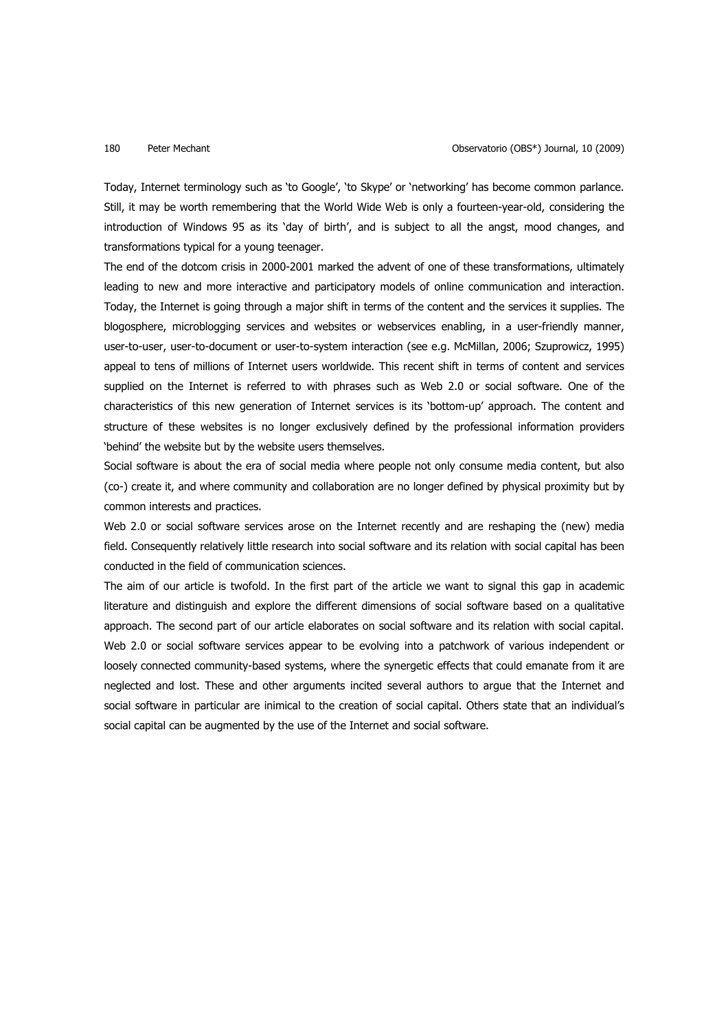Today, Internet terminology such as 'to Google', 'to Skype' or 'networking' has become common parlance. Still, it may be worth remembering that the World Wide Web is only a fourteen-year-old, considering the introduction of Windows 95 as its 'day of birth', and is subject to all the angst, mood changes, and transformations typical for a young teenager.

The end of the dotcom crisis in 2000-2001 marked the advent of one of these transformations, ultimately leading to new and more interactive and participatory models of online communication and interaction. Today, the Internet is going through a major shift in terms of the content and the services it supplies. The blogosphere, microblogging services and websites or webservices enabling, in a user-friendly manner, user-to-user, user-to-document or user-to-system interaction (see e.g. McMillan, 2006; Szuprowicz, 1995) appeal to tens of millions of Internet users worldwide. This recent shift in terms of content and services supplied on the Internet is referred to with phrases such as Web 2.0 or social software. One of the characteristics of this new generation of Internet services is its 'bottom-up' approach. The content and structure of these websites is no longer exclusively defined by the professional information providers 'behind' the website but by the website users themselves.

Social software is about the era of social media where people not only consume media content, but also (co-) create it, and where community and collaboration are no longer defined by physical proximity but by common interests and practices.

Web 2.0 or social software services arose on the Internet recently and are reshaping the (new) media field. Consequently relatively little research into social software and its relation with social capital has been conducted in the field of communication sciences.

The aim of our article is twofold. In the first part of the article we want to signal this gap in academic literature and distinguish and explore the different dimensions of social software based on a qualitative approach. The second part of our article elaborates on social software and its relation with social capital. Web 2.0 or social software services appear to be evolving into a patchwork of various independent or loosely connected community-based systems, where the synergetic effects that could emanate from it are neglected and lost. These and other arguments incited several authors to argue that the Internet and social software in particular are inimical to the creation of social capital. Others state that an individual's social capital can be augmented by the use of the Internet and social software.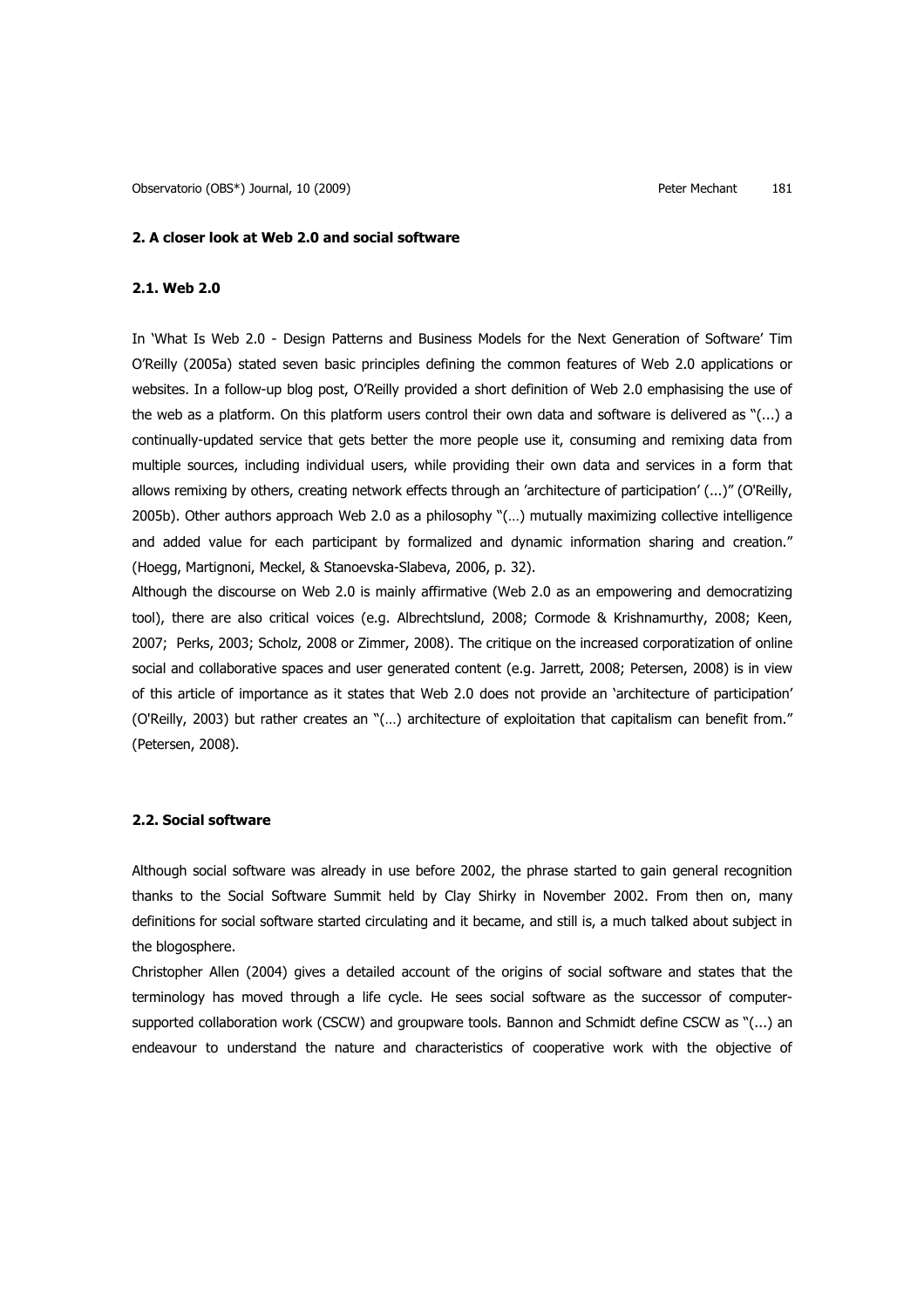## 2. A closer look at Web 2.0 and social software

### 2.1. Web 2.0

In 'What Is Web 2.0 - Design Patterns and Business Models for the Next Generation of Software' Tim O'Reilly (2005a) stated seven basic principles defining the common features of Web 2.0 applications or websites. In a follow-up blog post, O'Reilly provided a short definition of Web 2.0 emphasising the use of the web as a platform. On this platform users control their own data and software is delivered as "(...) a continually-updated service that gets better the more people use it, consuming and remixing data from multiple sources, including individual users, while providing their own data and services in a form that allows remixing by others, creating network effects through an 'architecture of participation' (...)" (O'Reilly, 2005b). Other authors approach Web 2.0 as a philosophy "(…) mutually maximizing collective intelligence and added value for each participant by formalized and dynamic information sharing and creation." (Hoegg, Martignoni, Meckel, & Stanoevska-Slabeva, 2006, p. 32).

Although the discourse on Web 2.0 is mainly affirmative (Web 2.0 as an empowering and democratizing tool), there are also critical voices (e.g. Albrechtslund, 2008; Cormode & Krishnamurthy, 2008; Keen, 2007; Perks, 2003; Scholz, 2008 or Zimmer, 2008). The critique on the increased corporatization of online social and collaborative spaces and user generated content (e.g. Jarrett, 2008; Petersen, 2008) is in view of this article of importance as it states that Web 2.0 does not provide an 'architecture of participation' (O'Reilly, 2003) but rather creates an "(…) architecture of exploitation that capitalism can benefit from." (Petersen, 2008).

### 2.2. Social software

Although social software was already in use before 2002, the phrase started to gain general recognition thanks to the Social Software Summit held by Clay Shirky in November 2002. From then on, many definitions for social software started circulating and it became, and still is, a much talked about subject in the blogosphere.

Christopher Allen (2004) gives a detailed account of the origins of social software and states that the terminology has moved through a life cycle. He sees social software as the successor of computer-supported collaboration work (CSCW) and groupware tools. Bannon and Schmidt define CSCW as "(...) an endeavour to understand the nature and characteristics of cooperative work with the objective of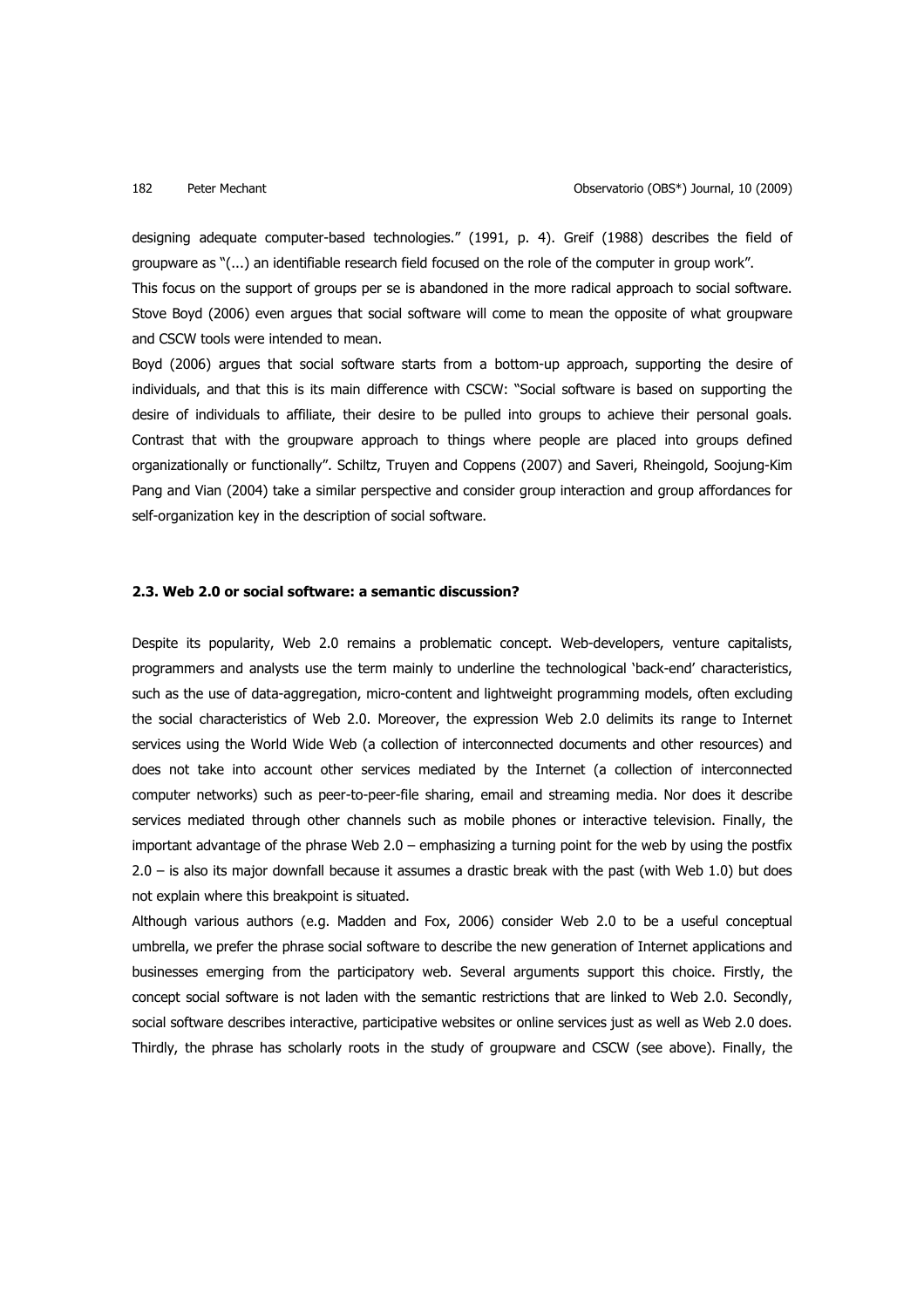designing adequate computer-based technologies." (1991, p. 4). Greif (1988) describes the field of groupware as "(...) an identifiable research field focused on the role of the computer in group work".

This focus on the support of groups per se is abandoned in the more radical approach to social software. Stove Boyd (2006) even argues that social software will come to mean the opposite of what groupware and CSCW tools were intended to mean.

Boyd (2006) argues that social software starts from a bottom-up approach, supporting the desire of individuals, and that this is its main difference with CSCW: "Social software is based on supporting the desire of individuals to affiliate, their desire to be pulled into groups to achieve their personal goals. Contrast that with the groupware approach to things where people are placed into groups defined organizationally or functionally". Schiltz, Truyen and Coppens (2007) and Saveri, Rheingold, Soojung-Kim Pang and Vian (2004) take a similar perspective and consider group interaction and group affordances for self-organization key in the description of social software.

### 2.3. Web 2.0 or social software: a semantic discussion?

Despite its popularity, Web 2.0 remains a problematic concept. Web-developers, venture capitalists, programmers and analysts use the term mainly to underline the technological 'back-end' characteristics, such as the use of data-aggregation, micro-content and lightweight programming models, often excluding the social characteristics of Web 2.0. Moreover, the expression Web 2.0 delimits its range to Internet services using the World Wide Web (a collection of interconnected documents and other resources) and does not take into account other services mediated by the Internet (a collection of interconnected computer networks) such as peer-to-peer-file sharing, email and streaming media. Nor does it describe services mediated through other channels such as mobile phones or interactive television. Finally, the important advantage of the phrase Web 2.0 – emphasizing a turning point for the web by using the postfix 2.0 – is also its major downfall because it assumes a drastic break with the past (with Web 1.0) but does not explain where this breakpoint is situated.

Although various authors (e.g. Madden and Fox, 2006) consider Web 2.0 to be a useful conceptual umbrella, we prefer the phrase social software to describe the new generation of Internet applications and businesses emerging from the participatory web. Several arguments support this choice. Firstly, the concept social software is not laden with the semantic restrictions that are linked to Web 2.0. Secondly, social software describes interactive, participative websites or online services just as well as Web 2.0 does. Thirdly, the phrase has scholarly roots in the study of groupware and CSCW (see above). Finally, the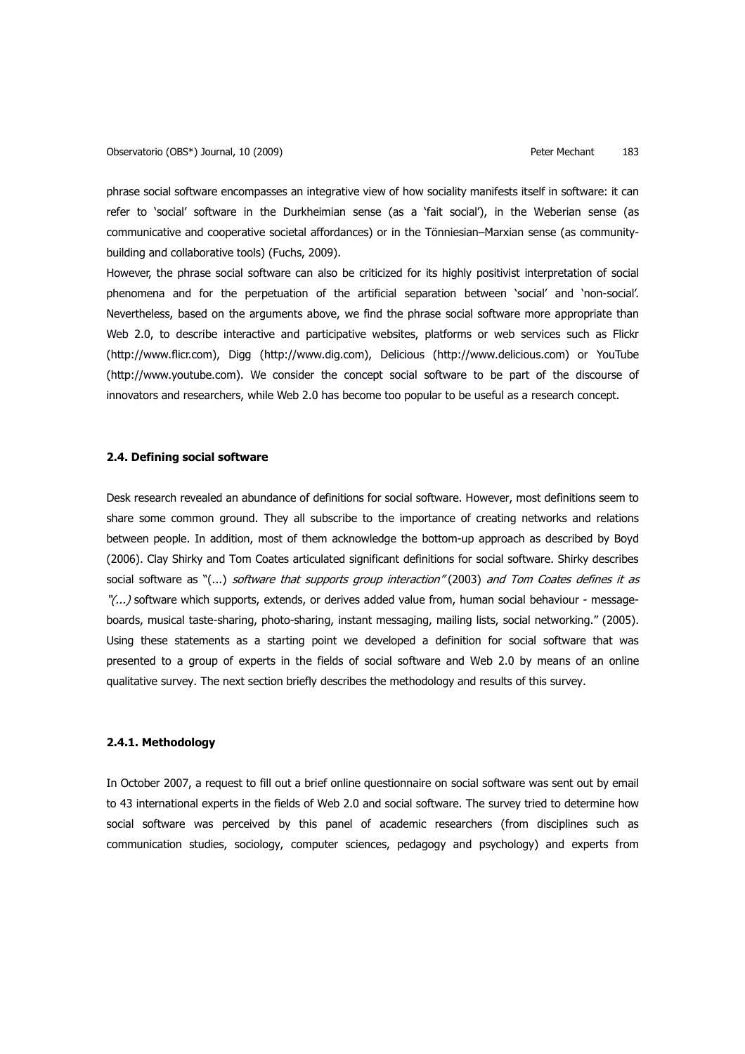phrase social software encompasses an integrative view of how sociality manifests itself in software: it can refer to 'social' software in the Durkheimian sense (as a 'fait social'), in the Weberian sense (as communicative and cooperative societal affordances) or in the Tönniesian–Marxian sense (as community-building and collaborative tools) (Fuchs, 2009).

However, the phrase social software can also be criticized for its highly positivist interpretation of social phenomena and for the perpetuation of the artificial separation between 'social' and 'non-social'. Nevertheless, based on the arguments above, we find the phrase social software more appropriate than Web 2.0, to describe interactive and participative websites, platforms or web services such as Flickr (http://www.flicr.com), Digg (http://www.dig.com), Delicious (http://www.delicious.com) or YouTube (http://www.youtube.com). We consider the concept social software to be part of the discourse of innovators and researchers, while Web 2.0 has become too popular to be useful as a research concept.

### 2.4. Defining social software

Desk research revealed an abundance of definitions for social software. However, most definitions seem to share some common ground. They all subscribe to the importance of creating networks and relations between people. In addition, most of them acknowledge the bottom-up approach as described by Boyd (2006). Clay Shirky and Tom Coates articulated significant definitions for social software. Shirky describes social software as "(...) *software that supports group interaction"* (2003) *and Tom Coates defines it as "(...)* software which supports, extends, or derives added value from, human social behaviour - message-boards, musical taste-sharing, photo-sharing, instant messaging, mailing lists, social networking." (2005). Using these statements as a starting point we developed a definition for social software that was presented to a group of experts in the fields of social software and Web 2.0 by means of an online qualitative survey. The next section briefly describes the methodology and results of this survey.

#### 2.4.1. Methodology

In October 2007, a request to fill out a brief online questionnaire on social software was sent out by email to 43 international experts in the fields of Web 2.0 and social software. The survey tried to determine how social software was perceived by this panel of academic researchers (from disciplines such as communication studies, sociology, computer sciences, pedagogy and psychology) and experts from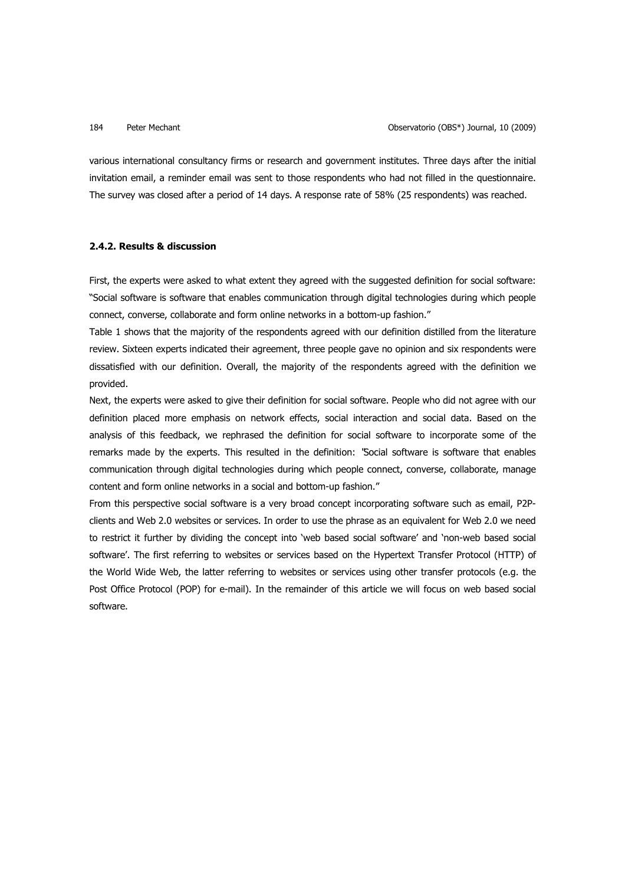various international consultancy firms or research and government institutes. Three days after the initial invitation email, a reminder email was sent to those respondents who had not filled in the questionnaire. The survey was closed after a period of 14 days. A response rate of 58% (25 respondents) was reached.

#### 2.4.2. Results & discussion

First, the experts were asked to what extent they agreed with the suggested definition for social software: "Social software is software that enables communication through digital technologies during which people connect, converse, collaborate and form online networks in a bottom-up fashion."

Table 1 shows that the majority of the respondents agreed with our definition distilled from the literature review. Sixteen experts indicated their agreement, three people gave no opinion and six respondents were dissatisfied with our definition. Overall, the majority of the respondents agreed with the definition we provided.

Next, the experts were asked to give their definition for social software. People who did not agree with our definition placed more emphasis on network effects, social interaction and social data. Based on the analysis of this feedback, we rephrased the definition for social software to incorporate some of the remarks made by the experts. This resulted in the definition: "Social software is software that enables communication through digital technologies during which people connect, converse, collaborate, manage content and form online networks in a social and bottom-up fashion."

From this perspective social software is a very broad concept incorporating software such as email, P2P-clients and Web 2.0 websites or services. In order to use the phrase as an equivalent for Web 2.0 we need to restrict it further by dividing the concept into 'web based social software' and 'non-web based social software'. The first referring to websites or services based on the Hypertext Transfer Protocol (HTTP) of the World Wide Web, the latter referring to websites or services using other transfer protocols (e.g. the Post Office Protocol (POP) for e-mail). In the remainder of this article we will focus on web based social software.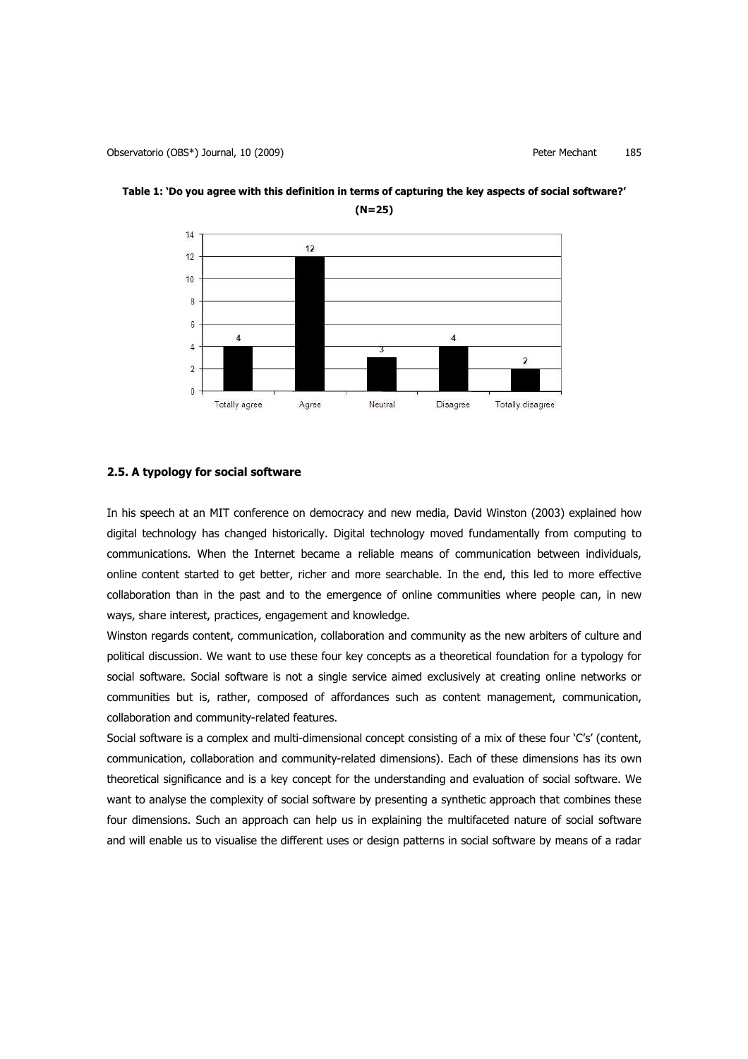**Table 1: 'Do you agree with this definition in terms of capturing the key aspects of social software?' (N=25)**

| Totally agree | Agree | Neutral | Disagree | Totally disagree |
|---|---|---|---|---|
| 4 | 12 | 3 | 4 | 2 |

### 2.5. A typology for social software

In his speech at an MIT conference on democracy and new media, David Winston (2003) explained how digital technology has changed historically. Digital technology moved fundamentally from computing to communications. When the Internet became a reliable means of communication between individuals, online content started to get better, richer and more searchable. In the end, this led to more effective collaboration than in the past and to the emergence of online communities where people can, in new ways, share interest, practices, engagement and knowledge.

Winston regards content, communication, collaboration and community as the new arbiters of culture and political discussion. We want to use these four key concepts as a theoretical foundation for a typology for social software. Social software is not a single service aimed exclusively at creating online networks or communities but is, rather, composed of affordances such as content management, communication, collaboration and community-related features.

Social software is a complex and multi-dimensional concept consisting of a mix of these four 'C's' (content, communication, collaboration and community-related dimensions). Each of these dimensions has its own theoretical significance and is a key concept for the understanding and evaluation of social software. We want to analyse the complexity of social software by presenting a synthetic approach that combines these four dimensions. Such an approach can help us in explaining the multifaceted nature of social software and will enable us to visualise the different uses or design patterns in social software by means of a radar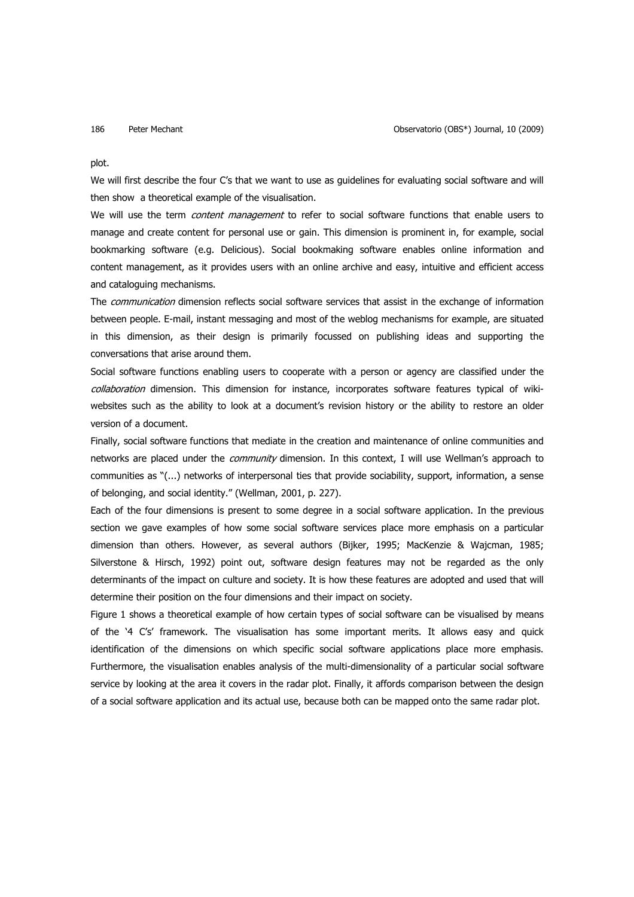plot.

We will first describe the four C's that we want to use as guidelines for evaluating social software and will then show  a theoretical example of the visualisation.

We will use the term *content management* to refer to social software functions that enable users to manage and create content for personal use or gain. This dimension is prominent in, for example, social bookmarking software (e.g. Delicious). Social bookmaking software enables online information and content management, as it provides users with an online archive and easy, intuitive and efficient access and cataloguing mechanisms.

The *communication* dimension reflects social software services that assist in the exchange of information between people. E-mail, instant messaging and most of the weblog mechanisms for example, are situated in this dimension, as their design is primarily focussed on publishing ideas and supporting the conversations that arise around them.

Social software functions enabling users to cooperate with a person or agency are classified under the *collaboration* dimension. This dimension for instance, incorporates software features typical of wiki-websites such as the ability to look at a document's revision history or the ability to restore an older version of a document.

Finally, social software functions that mediate in the creation and maintenance of online communities and networks are placed under the *community* dimension. In this context, I will use Wellman's approach to communities as "(...) networks of interpersonal ties that provide sociability, support, information, a sense of belonging, and social identity." (Wellman, 2001, p. 227).

Each of the four dimensions is present to some degree in a social software application. In the previous section we gave examples of how some social software services place more emphasis on a particular dimension than others. However, as several authors (Bijker, 1995; MacKenzie & Wajcman, 1985; Silverstone & Hirsch, 1992) point out, software design features may not be regarded as the only determinants of the impact on culture and society. It is how these features are adopted and used that will determine their position on the four dimensions and their impact on society.

Figure 1 shows a theoretical example of how certain types of social software can be visualised by means of the '4 C's' framework. The visualisation has some important merits. It allows easy and quick identification of the dimensions on which specific social software applications place more emphasis. Furthermore, the visualisation enables analysis of the multi-dimensionality of a particular social software service by looking at the area it covers in the radar plot. Finally, it affords comparison between the design of a social software application and its actual use, because both can be mapped onto the same radar plot.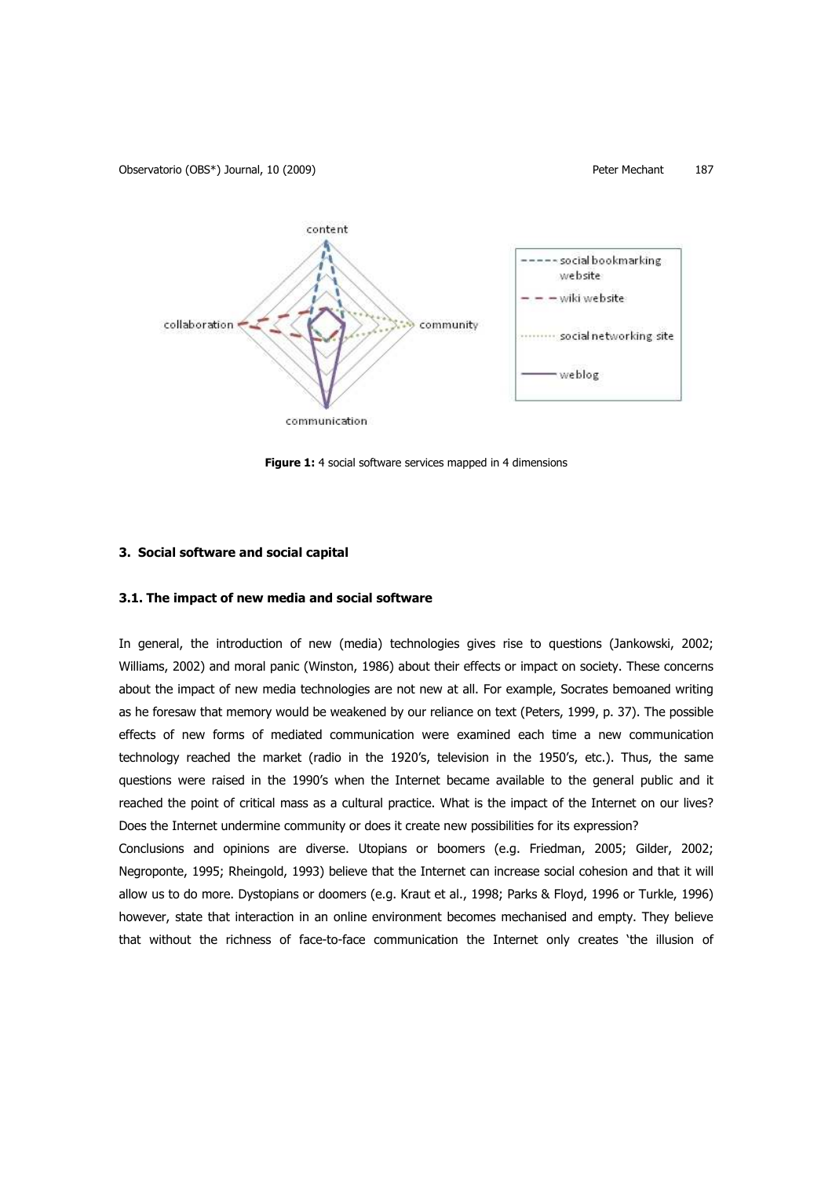**Figure 1:** 4 social software services mapped in 4 dimensions

### 3. Social software and social capital

#### 3.1. The impact of new media and social software

In general, the introduction of new (media) technologies gives rise to questions (Jankowski, 2002; Williams, 2002) and moral panic (Winston, 1986) about their effects or impact on society. These concerns about the impact of new media technologies are not new at all. For example, Socrates bemoaned writing as he foresaw that memory would be weakened by our reliance on text (Peters, 1999, p. 37). The possible effects of new forms of mediated communication were examined each time a new communication technology reached the market (radio in the 1920's, television in the 1950's, etc.). Thus, the same questions were raised in the 1990's when the Internet became available to the general public and it reached the point of critical mass as a cultural practice. What is the impact of the Internet on our lives? Does the Internet undermine community or does it create new possibilities for its expression?

Conclusions and opinions are diverse. Utopians or boomers (e.g. Friedman, 2005; Gilder, 2002; Negroponte, 1995; Rheingold, 1993) believe that the Internet can increase social cohesion and that it will allow us to do more. Dystopians or doomers (e.g. Kraut et al., 1998; Parks & Floyd, 1996 or Turkle, 1996) however, state that interaction in an online environment becomes mechanised and empty. They believe that without the richness of face-to-face communication the Internet only creates 'the illusion of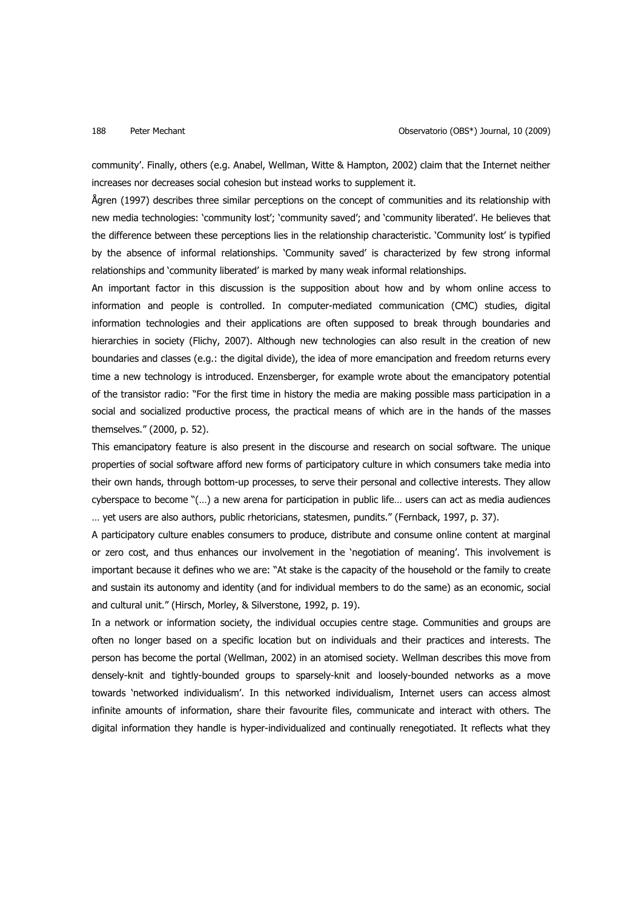community'. Finally, others (e.g. Anabel, Wellman, Witte & Hampton, 2002) claim that the Internet neither increases nor decreases social cohesion but instead works to supplement it.

Ågren (1997) describes three similar perceptions on the concept of communities and its relationship with new media technologies: 'community lost'; 'community saved'; and 'community liberated'. He believes that the difference between these perceptions lies in the relationship characteristic. 'Community lost' is typified by the absence of informal relationships. 'Community saved' is characterized by few strong informal relationships and 'community liberated' is marked by many weak informal relationships.

An important factor in this discussion is the supposition about how and by whom online access to information and people is controlled. In computer-mediated communication (CMC) studies, digital information technologies and their applications are often supposed to break through boundaries and hierarchies in society (Flichy, 2007). Although new technologies can also result in the creation of new boundaries and classes (e.g.: the digital divide), the idea of more emancipation and freedom returns every time a new technology is introduced. Enzensberger, for example wrote about the emancipatory potential of the transistor radio: "For the first time in history the media are making possible mass participation in a social and socialized productive process, the practical means of which are in the hands of the masses themselves." (2000, p. 52).

This emancipatory feature is also present in the discourse and research on social software. The unique properties of social software afford new forms of participatory culture in which consumers take media into their own hands, through bottom-up processes, to serve their personal and collective interests. They allow cyberspace to become "(…) a new arena for participation in public life… users can act as media audiences … yet users are also authors, public rhetoricians, statesmen, pundits." (Fernback, 1997, p. 37).

A participatory culture enables consumers to produce, distribute and consume online content at marginal or zero cost, and thus enhances our involvement in the 'negotiation of meaning'. This involvement is important because it defines who we are: "At stake is the capacity of the household or the family to create and sustain its autonomy and identity (and for individual members to do the same) as an economic, social and cultural unit." (Hirsch, Morley, & Silverstone, 1992, p. 19).

In a network or information society, the individual occupies centre stage. Communities and groups are often no longer based on a specific location but on individuals and their practices and interests. The person has become the portal (Wellman, 2002) in an atomised society. Wellman describes this move from densely-knit and tightly-bounded groups to sparsely-knit and loosely-bounded networks as a move towards 'networked individualism'. In this networked individualism, Internet users can access almost infinite amounts of information, share their favourite files, communicate and interact with others. The digital information they handle is hyper-individualized and continually renegotiated. It reflects what they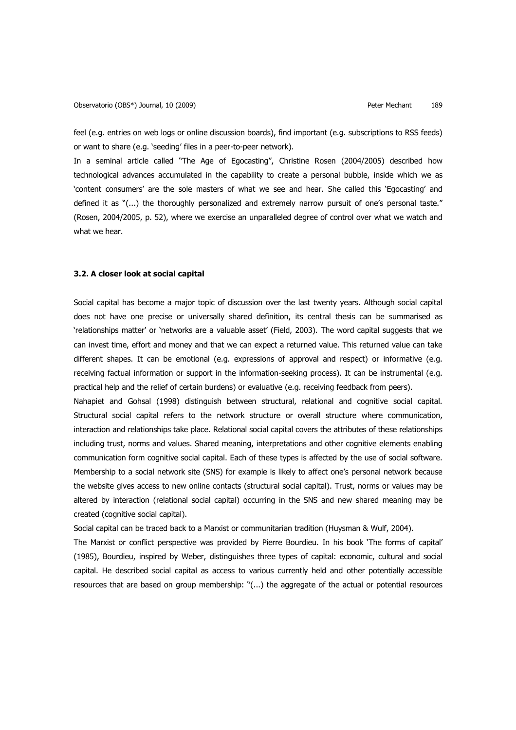feel (e.g. entries on web logs or online discussion boards), find important (e.g. subscriptions to RSS feeds) or want to share (e.g. 'seeding' files in a peer-to-peer network).

In a seminal article called "The Age of Egocasting", Christine Rosen (2004/2005) described how technological advances accumulated in the capability to create a personal bubble, inside which we as 'content consumers' are the sole masters of what we see and hear. She called this 'Egocasting' and defined it as "(...) the thoroughly personalized and extremely narrow pursuit of one's personal taste." (Rosen, 2004/2005, p. 52), where we exercise an unparalleled degree of control over what we watch and what we hear.

### 3.2. A closer look at social capital

Social capital has become a major topic of discussion over the last twenty years. Although social capital does not have one precise or universally shared definition, its central thesis can be summarised as 'relationships matter' or 'networks are a valuable asset' (Field, 2003). The word capital suggests that we can invest time, effort and money and that we can expect a returned value. This returned value can take different shapes. It can be emotional (e.g. expressions of approval and respect) or informative (e.g. receiving factual information or support in the information-seeking process). It can be instrumental (e.g. practical help and the relief of certain burdens) or evaluative (e.g. receiving feedback from peers).

Nahapiet and Gohsal (1998) distinguish between structural, relational and cognitive social capital. Structural social capital refers to the network structure or overall structure where communication, interaction and relationships take place. Relational social capital covers the attributes of these relationships including trust, norms and values. Shared meaning, interpretations and other cognitive elements enabling communication form cognitive social capital. Each of these types is affected by the use of social software. Membership to a social network site (SNS) for example is likely to affect one's personal network because the website gives access to new online contacts (structural social capital). Trust, norms or values may be altered by interaction (relational social capital) occurring in the SNS and new shared meaning may be created (cognitive social capital).

Social capital can be traced back to a Marxist or communitarian tradition (Huysman & Wulf, 2004).

The Marxist or conflict perspective was provided by Pierre Bourdieu. In his book 'The forms of capital' (1985), Bourdieu, inspired by Weber, distinguishes three types of capital: economic, cultural and social capital. He described social capital as access to various currently held and other potentially accessible resources that are based on group membership: "(...) the aggregate of the actual or potential resources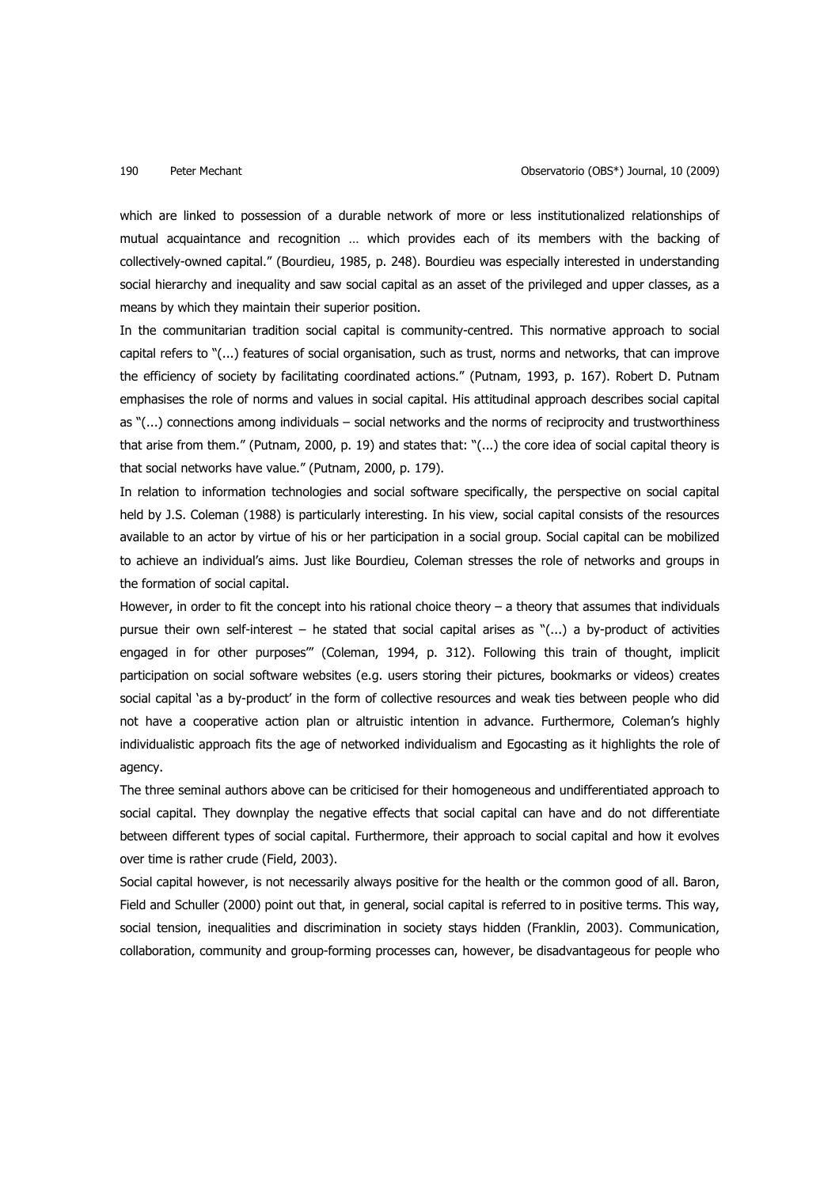which are linked to possession of a durable network of more or less institutionalized relationships of mutual acquaintance and recognition … which provides each of its members with the backing of collectively-owned capital." (Bourdieu, 1985, p. 248). Bourdieu was especially interested in understanding social hierarchy and inequality and saw social capital as an asset of the privileged and upper classes, as a means by which they maintain their superior position.

In the communitarian tradition social capital is community-centred. This normative approach to social capital refers to "(...) features of social organisation, such as trust, norms and networks, that can improve the efficiency of society by facilitating coordinated actions." (Putnam, 1993, p. 167). Robert D. Putnam emphasises the role of norms and values in social capital. His attitudinal approach describes social capital as "(...) connections among individuals – social networks and the norms of reciprocity and trustworthiness that arise from them." (Putnam, 2000, p. 19) and states that: "(...) the core idea of social capital theory is that social networks have value." (Putnam, 2000, p. 179).

In relation to information technologies and social software specifically, the perspective on social capital held by J.S. Coleman (1988) is particularly interesting. In his view, social capital consists of the resources available to an actor by virtue of his or her participation in a social group. Social capital can be mobilized to achieve an individual's aims. Just like Bourdieu, Coleman stresses the role of networks and groups in the formation of social capital.

However, in order to fit the concept into his rational choice theory – a theory that assumes that individuals pursue their own self-interest – he stated that social capital arises as "(...) a by-product of activities engaged in for other purposes'" (Coleman, 1994, p. 312). Following this train of thought, implicit participation on social software websites (e.g. users storing their pictures, bookmarks or videos) creates social capital 'as a by-product' in the form of collective resources and weak ties between people who did not have a cooperative action plan or altruistic intention in advance. Furthermore, Coleman's highly individualistic approach fits the age of networked individualism and Egocasting as it highlights the role of agency.

The three seminal authors above can be criticised for their homogeneous and undifferentiated approach to social capital. They downplay the negative effects that social capital can have and do not differentiate between different types of social capital. Furthermore, their approach to social capital and how it evolves over time is rather crude (Field, 2003).

Social capital however, is not necessarily always positive for the health or the common good of all. Baron, Field and Schuller (2000) point out that, in general, social capital is referred to in positive terms. This way, social tension, inequalities and discrimination in society stays hidden (Franklin, 2003). Communication, collaboration, community and group-forming processes can, however, be disadvantageous for people who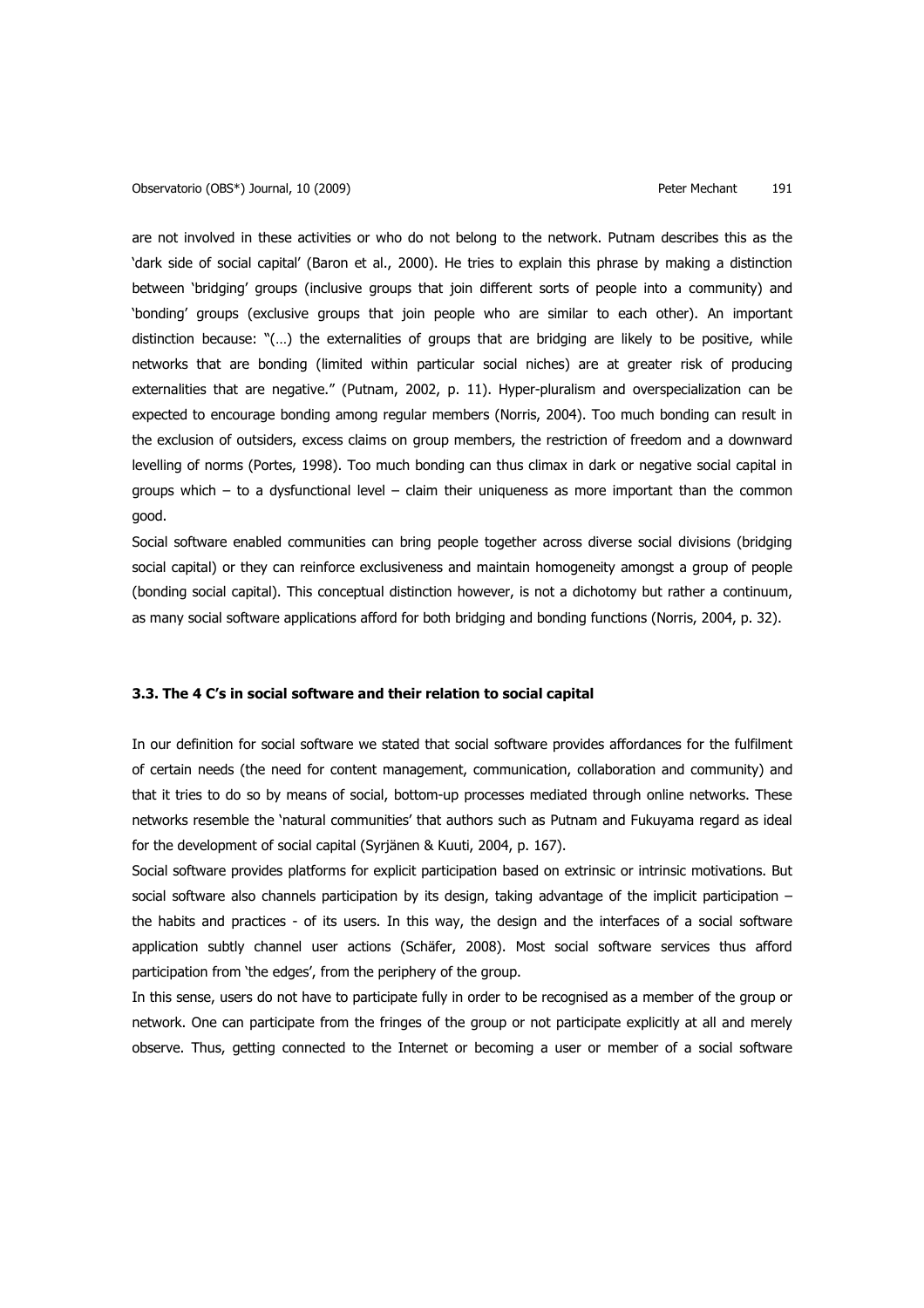are not involved in these activities or who do not belong to the network. Putnam describes this as the 'dark side of social capital' (Baron et al., 2000). He tries to explain this phrase by making a distinction between 'bridging' groups (inclusive groups that join different sorts of people into a community) and 'bonding' groups (exclusive groups that join people who are similar to each other). An important distinction because: "(…) the externalities of groups that are bridging are likely to be positive, while networks that are bonding (limited within particular social niches) are at greater risk of producing externalities that are negative." (Putnam, 2002, p. 11). Hyper-pluralism and overspecialization can be expected to encourage bonding among regular members (Norris, 2004). Too much bonding can result in the exclusion of outsiders, excess claims on group members, the restriction of freedom and a downward levelling of norms (Portes, 1998). Too much bonding can thus climax in dark or negative social capital in groups which – to a dysfunctional level – claim their uniqueness as more important than the common good.

Social software enabled communities can bring people together across diverse social divisions (bridging social capital) or they can reinforce exclusiveness and maintain homogeneity amongst a group of people (bonding social capital). This conceptual distinction however, is not a dichotomy but rather a continuum, as many social software applications afford for both bridging and bonding functions (Norris, 2004, p. 32).

### 3.3. The 4 C's in social software and their relation to social capital

In our definition for social software we stated that social software provides affordances for the fulfilment of certain needs (the need for content management, communication, collaboration and community) and that it tries to do so by means of social, bottom-up processes mediated through online networks. These networks resemble the 'natural communities' that authors such as Putnam and Fukuyama regard as ideal for the development of social capital (Syrjänen & Kuuti, 2004, p. 167).

Social software provides platforms for explicit participation based on extrinsic or intrinsic motivations. But social software also channels participation by its design, taking advantage of the implicit participation – the habits and practices - of its users. In this way, the design and the interfaces of a social software application subtly channel user actions (Schäfer, 2008). Most social software services thus afford participation from 'the edges', from the periphery of the group.

In this sense, users do not have to participate fully in order to be recognised as a member of the group or network. One can participate from the fringes of the group or not participate explicitly at all and merely observe. Thus, getting connected to the Internet or becoming a user or member of a social software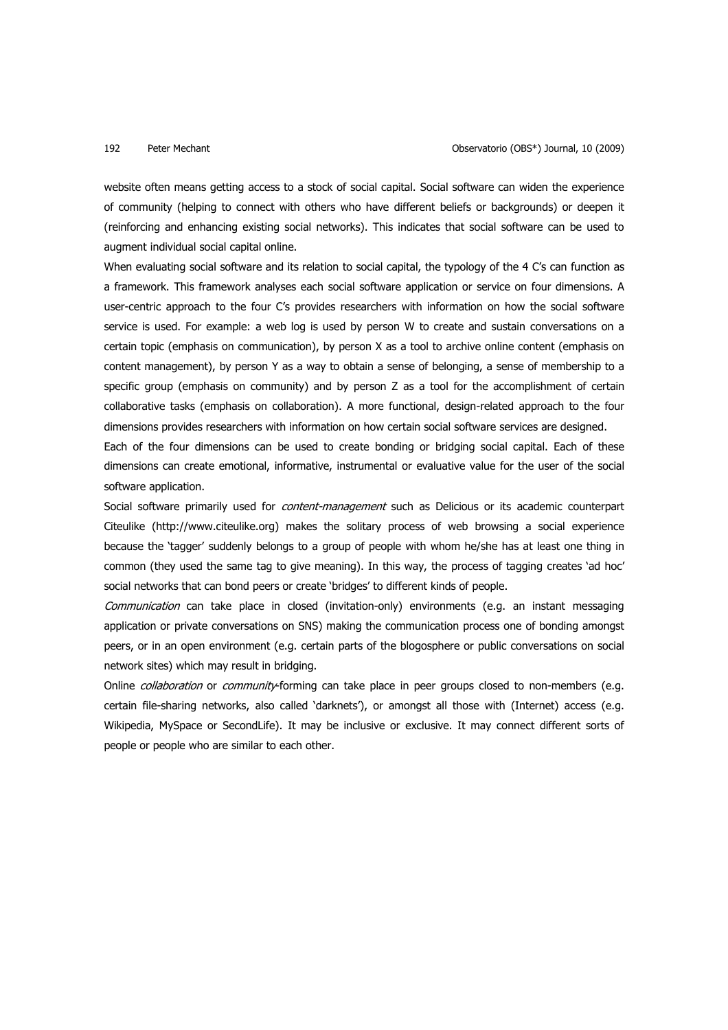website often means getting access to a stock of social capital. Social software can widen the experience of community (helping to connect with others who have different beliefs or backgrounds) or deepen it (reinforcing and enhancing existing social networks). This indicates that social software can be used to augment individual social capital online.

When evaluating social software and its relation to social capital, the typology of the 4 C's can function as a framework. This framework analyses each social software application or service on four dimensions. A user-centric approach to the four C's provides researchers with information on how the social software service is used. For example: a web log is used by person W to create and sustain conversations on a certain topic (emphasis on communication), by person X as a tool to archive online content (emphasis on content management), by person Y as a way to obtain a sense of belonging, a sense of membership to a specific group (emphasis on community) and by person Z as a tool for the accomplishment of certain collaborative tasks (emphasis on collaboration). A more functional, design-related approach to the four dimensions provides researchers with information on how certain social software services are designed.

Each of the four dimensions can be used to create bonding or bridging social capital. Each of these dimensions can create emotional, informative, instrumental or evaluative value for the user of the social software application.

Social software primarily used for *content-management* such as Delicious or its academic counterpart Citeulike (http://www.citeulike.org) makes the solitary process of web browsing a social experience because the 'tagger' suddenly belongs to a group of people with whom he/she has at least one thing in common (they used the same tag to give meaning). In this way, the process of tagging creates 'ad hoc' social networks that can bond peers or create 'bridges' to different kinds of people.

*Communication* can take place in closed (invitation-only) environments (e.g. an instant messaging application or private conversations on SNS) making the communication process one of bonding amongst peers, or in an open environment (e.g. certain parts of the blogosphere or public conversations on social network sites) which may result in bridging.

Online *collaboration* or *community*-forming can take place in peer groups closed to non-members (e.g. certain file-sharing networks, also called 'darknets'), or amongst all those with (Internet) access (e.g. Wikipedia, MySpace or SecondLife). It may be inclusive or exclusive. It may connect different sorts of people or people who are similar to each other.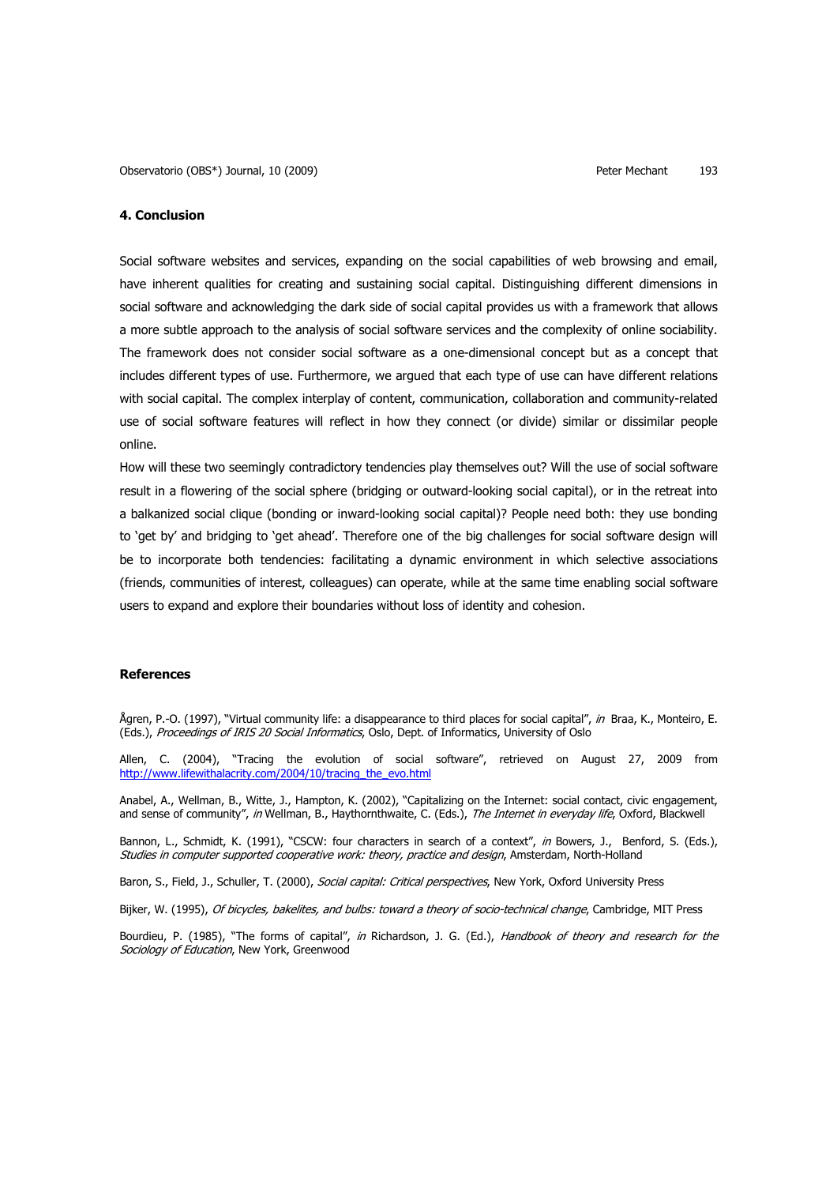## 4. Conclusion

Social software websites and services, expanding on the social capabilities of web browsing and email, have inherent qualities for creating and sustaining social capital. Distinguishing different dimensions in social software and acknowledging the dark side of social capital provides us with a framework that allows a more subtle approach to the analysis of social software services and the complexity of online sociability. The framework does not consider social software as a one-dimensional concept but as a concept that includes different types of use. Furthermore, we argued that each type of use can have different relations with social capital. The complex interplay of content, communication, collaboration and community-related use of social software features will reflect in how they connect (or divide) similar or dissimilar people online.

How will these two seemingly contradictory tendencies play themselves out? Will the use of social software result in a flowering of the social sphere (bridging or outward-looking social capital), or in the retreat into a balkanized social clique (bonding or inward-looking social capital)? People need both: they use bonding to 'get by' and bridging to 'get ahead'. Therefore one of the big challenges for social software design will be to incorporate both tendencies: facilitating a dynamic environment in which selective associations (friends, communities of interest, colleagues) can operate, while at the same time enabling social software users to expand and explore their boundaries without loss of identity and cohesion.

## References

Ågren, P.-O. (1997), "Virtual community life: a disappearance to third places for social capital", *in* Braa, K., Monteiro, E. (Eds.), *Proceedings of IRIS 20 Social Informatics*, Oslo, Dept. of Informatics, University of Oslo

Allen, C. (2004), "Tracing the evolution of social software", retrieved on August 27, 2009 from http://www.lifewithalacrity.com/2004/10/tracing_the_evo.html

Anabel, A., Wellman, B., Witte, J., Hampton, K. (2002), "Capitalizing on the Internet: social contact, civic engagement, and sense of community", *in* Wellman, B., Haythornthwaite, C. (Eds.), *The Internet in everyday life*, Oxford, Blackwell

Bannon, L., Schmidt, K. (1991), "CSCW: four characters in search of a context", *in* Bowers, J., Benford, S. (Eds.), *Studies in computer supported cooperative work: theory, practice and design*, Amsterdam, North-Holland

Baron, S., Field, J., Schuller, T. (2000), *Social capital: Critical perspectives*, New York, Oxford University Press

Bijker, W. (1995), *Of bicycles, bakelites, and bulbs: toward a theory of socio-technical change*, Cambridge, MIT Press

Bourdieu, P. (1985), "The forms of capital", *in* Richardson, J. G. (Ed.), *Handbook of theory and research for the Sociology of Education*, New York, Greenwood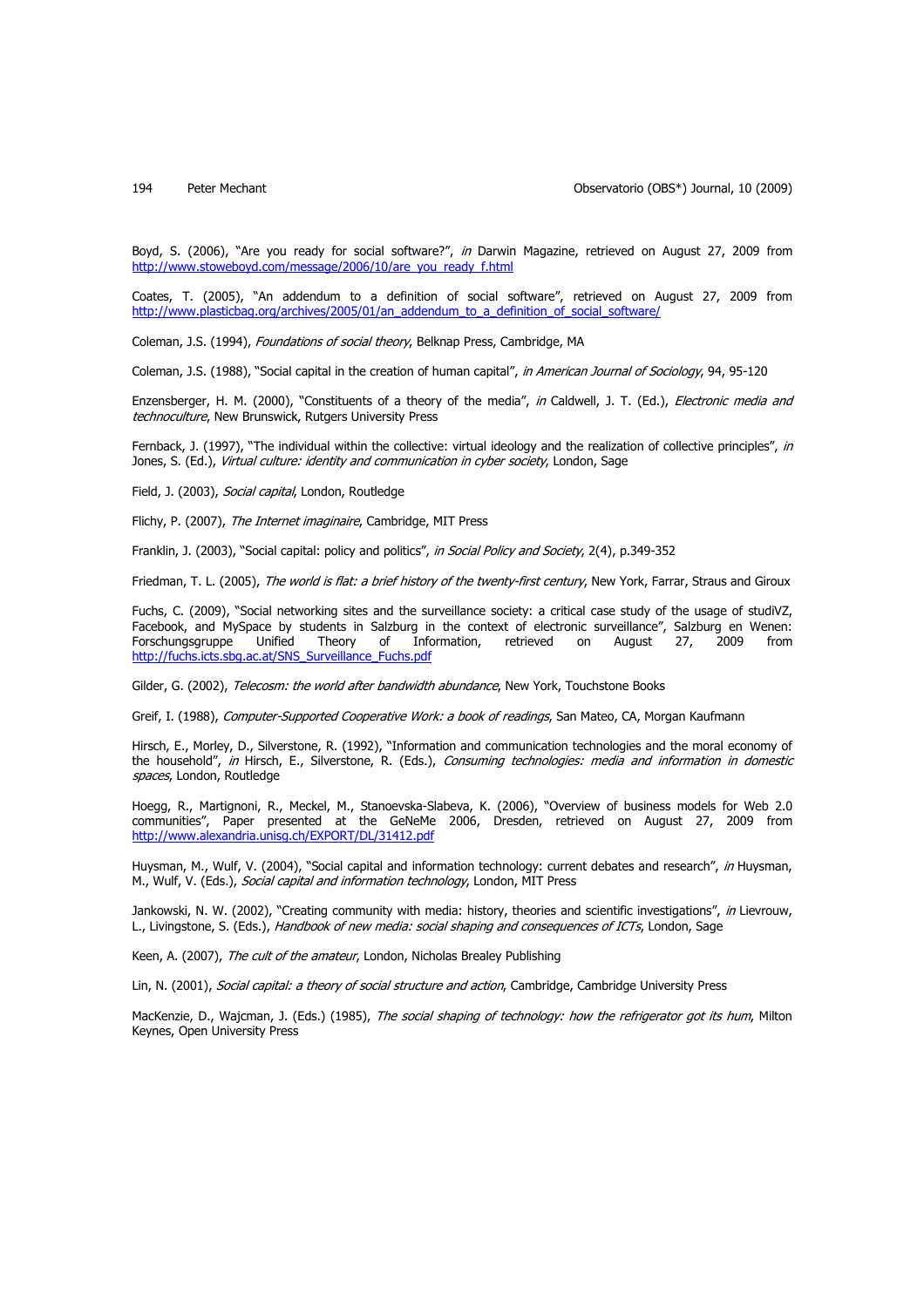Boyd, S. (2006), "Are you ready for social software?", *in* Darwin Magazine, retrieved on August 27, 2009 from http://www.stoweboyd.com/message/2006/10/are_you_ready_f.html

Coates, T. (2005), "An addendum to a definition of social software", retrieved on August 27, 2009 from http://www.plasticbag.org/archives/2005/01/an_addendum_to_a_definition_of_social_software/

Coleman, J.S. (1994), *Foundations of social theory*, Belknap Press, Cambridge, MA

Coleman, J.S. (1988), "Social capital in the creation of human capital", *in American Journal of Sociology*, 94, 95-120

Enzensberger, H. M. (2000), "Constituents of a theory of the media", *in* Caldwell, J. T. (Ed.), *Electronic media and technoculture*, New Brunswick, Rutgers University Press

Fernback, J. (1997), "The individual within the collective: virtual ideology and the realization of collective principles", *in* Jones, S. (Ed.), *Virtual culture: identity and communication in cyber society*, London, Sage

Field, J. (2003), *Social capital*, London, Routledge

Flichy, P. (2007), *The Internet imaginaire*, Cambridge, MIT Press

Franklin, J. (2003), "Social capital: policy and politics", *in Social Policy and Society*, 2(4), p.349-352

Friedman, T. L. (2005), *The world is flat: a brief history of the twenty-first century*, New York, Farrar, Straus and Giroux

Fuchs, C. (2009), "Social networking sites and the surveillance society: a critical case study of the usage of studiVZ, Facebook, and MySpace by students in Salzburg in the context of electronic surveillance", Salzburg en Wenen: Forschungsgruppe Unified Theory of Information, retrieved on August 27, 2009 from http://fuchs.icts.sbg.ac.at/SNS_Surveillance_Fuchs.pdf

Gilder, G. (2002), *Telecosm: the world after bandwidth abundance*, New York, Touchstone Books

Greif, I. (1988), *Computer-Supported Cooperative Work: a book of readings*, San Mateo, CA, Morgan Kaufmann

Hirsch, E., Morley, D., Silverstone, R. (1992), "Information and communication technologies and the moral economy of the household", *in* Hirsch, E., Silverstone, R. (Eds.), *Consuming technologies: media and information in domestic spaces*, London, Routledge

Hoegg, R., Martignoni, R., Meckel, M., Stanoevska-Slabeva, K. (2006), "Overview of business models for Web 2.0 communities", Paper presented at the GeNeMe 2006, Dresden, retrieved on August 27, 2009 from http://www.alexandria.unisg.ch/EXPORT/DL/31412.pdf

Huysman, M., Wulf, V. (2004), "Social capital and information technology: current debates and research", *in* Huysman, M., Wulf, V. (Eds.), *Social capital and information technology*, London, MIT Press

Jankowski, N. W. (2002), "Creating community with media: history, theories and scientific investigations", *in* Lievrouw, L., Livingstone, S. (Eds.), *Handbook of new media: social shaping and consequences of ICTs*, London, Sage

Keen, A. (2007), *The cult of the amateur*, London, Nicholas Brealey Publishing

Lin, N. (2001), *Social capital: a theory of social structure and action*, Cambridge, Cambridge University Press

MacKenzie, D., Wajcman, J. (Eds.) (1985), *The social shaping of technology: how the refrigerator got its hum*, Milton Keynes, Open University Press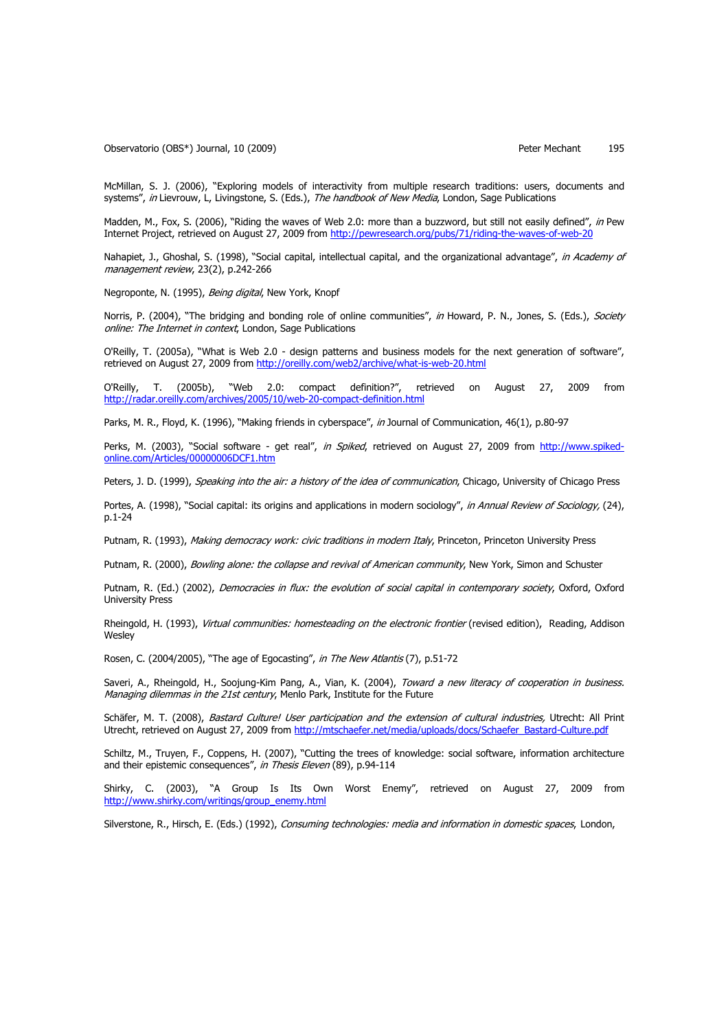McMillan, S. J. (2006), "Exploring models of interactivity from multiple research traditions: users, documents and systems", *in* Lievrouw, L, Livingstone, S. (Eds.), *The handbook of New Media*, London, Sage Publications

Madden, M., Fox, S. (2006), "Riding the waves of Web 2.0: more than a buzzword, but still not easily defined", *in* Pew Internet Project, retrieved on August 27, 2009 from http://pewresearch.org/pubs/71/riding-the-waves-of-web-20

Nahapiet, J., Ghoshal, S. (1998), "Social capital, intellectual capital, and the organizational advantage", *in Academy of management review*, 23(2), p.242-266

Negroponte, N. (1995), *Being digital*, New York, Knopf

Norris, P. (2004), "The bridging and bonding role of online communities", *in* Howard, P. N., Jones, S. (Eds.), *Society online: The Internet in context*, London, Sage Publications

O'Reilly, T. (2005a), "What is Web 2.0 - design patterns and business models for the next generation of software", retrieved on August 27, 2009 from http://oreilly.com/web2/archive/what-is-web-20.html

O'Reilly, T. (2005b), "Web 2.0: compact definition?", retrieved on August 27, 2009 from http://radar.oreilly.com/archives/2005/10/web-20-compact-definition.html

Parks, M. R., Floyd, K. (1996), "Making friends in cyberspace", *in* Journal of Communication, 46(1), p.80-97

Perks, M. (2003), "Social software - get real", *in Spiked*, retrieved on August 27, 2009 from http://www.spiked-online.com/Articles/00000006DCF1.htm

Peters, J. D. (1999), *Speaking into the air: a history of the idea of communication*, Chicago, University of Chicago Press

Portes, A. (1998), "Social capital: its origins and applications in modern sociology", *in Annual Review of Sociology,* (24), p.1-24

Putnam, R. (1993), *Making democracy work: civic traditions in modern Italy*, Princeton, Princeton University Press

Putnam, R. (2000), *Bowling alone: the collapse and revival of American community*, New York, Simon and Schuster

Putnam, R. (Ed.) (2002), *Democracies in flux: the evolution of social capital in contemporary society*, Oxford, Oxford University Press

Rheingold, H. (1993), *Virtual communities: homesteading on the electronic frontier* (revised edition), Reading, Addison Wesley

Rosen, C. (2004/2005), "The age of Egocasting", *in The New Atlantis* (7), p.51-72

Saveri, A., Rheingold, H., Soojung-Kim Pang, A., Vian, K. (2004), *Toward a new literacy of cooperation in business. Managing dilemmas in the 21st century*, Menlo Park, Institute for the Future

Schäfer, M. T. (2008), *Bastard Culture! User participation and the extension of cultural industries,* Utrecht: All Print Utrecht, retrieved on August 27, 2009 from http://mtschaefer.net/media/uploads/docs/Schaefer_Bastard-Culture.pdf

Schiltz, M., Truyen, F., Coppens, H. (2007), "Cutting the trees of knowledge: social software, information architecture and their epistemic consequences", *in Thesis Eleven* (89), p.94-114

Shirky, C. (2003), "A Group Is Its Own Worst Enemy", retrieved on August 27, 2009 from http://www.shirky.com/writings/group_enemy.html

Silverstone, R., Hirsch, E. (Eds.) (1992), *Consuming technologies: media and information in domestic spaces*, London,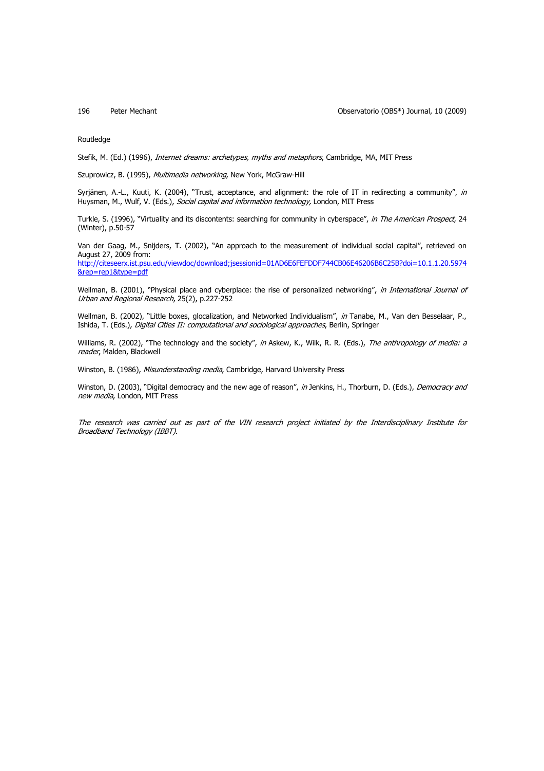Routledge

Stefik, M. (Ed.) (1996), *Internet dreams: archetypes, myths and metaphors*, Cambridge, MA, MIT Press

Szuprowicz, B. (1995), *Multimedia networking*, New York, McGraw-Hill

Syrjänen, A.-L., Kuuti, K. (2004), "Trust, acceptance, and alignment: the role of IT in redirecting a community", *in* Huysman, M., Wulf, V. (Eds.), *Social capital and information technology,* London, MIT Press

Turkle, S. (1996), "Virtuality and its discontents: searching for community in cyberspace", *in The American Prospect*, 24 (Winter), p.50-57

Van der Gaag, M., Snijders, T. (2002), "An approach to the measurement of individual social capital", retrieved on August 27, 2009 from: [http://citeseerx.ist.psu.edu/viewdoc/download;jsessionid=01AD6E6FEFDDF744CB06E46206B6C25B?doi=10.1.1.20.5974&rep=rep1&type=pdf](http://citeseerx.ist.psu.edu/viewdoc/download;jsessionid=01AD6E6FEFDDF744CB06E46206B6C25B?doi=10.1.1.20.5974&rep=rep1&type=pdf)

Wellman, B. (2001), "Physical place and cyberplace: the rise of personalized networking", *in International Journal of Urban and Regional Research*, 25(2), p.227-252

Wellman, B. (2002), "Little boxes, glocalization, and Networked Individualism", *in* Tanabe, M., Van den Besselaar, P., Ishida, T. (Eds.), *Digital Cities II: computational and sociological approaches*, Berlin, Springer

Williams, R. (2002), "The technology and the society", *in* Askew, K., Wilk, R. R. (Eds.), *The anthropology of media: a reader*, Malden, Blackwell

Winston, B. (1986), *Misunderstanding media*, Cambridge, Harvard University Press

Winston, D. (2003), "Digital democracy and the new age of reason", *in* Jenkins, H., Thorburn, D. (Eds.), *Democracy and new media*, London, MIT Press

*The research was carried out as part of the VIN research project initiated by the Interdisciplinary Institute for Broadband Technology (IBBT).*